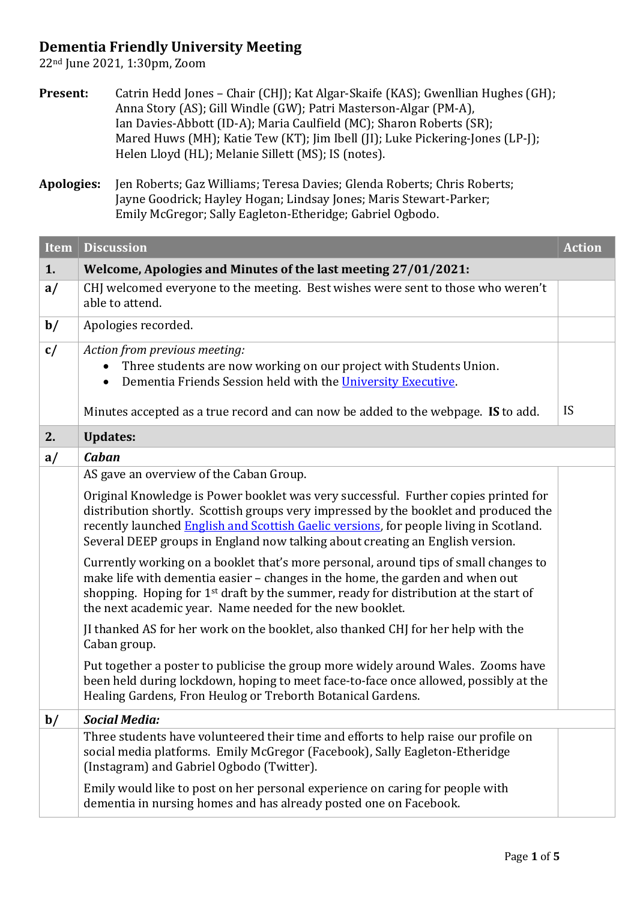# Dementia Friendly University Meeting

22nd June 2021, 1:30pm, Zoom

**Present:** Catrin Hedd Jones – Chair (CHJ); Kat Algar-Skaife (KAS); Gwenllian Hughes (GH); Anna Story (AS); Gill Windle (GW); Patri Masterson-Algar (PM-A), Ian Davies-Abbott (ID-A); Maria Caulfield (MC); Sharon Roberts (SR); Mared Huws (MH); Katie Tew (KT); Jim Ibell (JI); Luke Pickering-Jones (LP-J); Helen Lloyd (HL); Melanie Sillett (MS); IS (notes).

**Apologies:** Jen Roberts; Gaz Williams; Teresa Davies; Glenda Roberts; Chris Roberts; Jayne Goodrick; Hayley Hogan; Lindsay Jones; Maris Stewart-Parker; Emily McGregor; Sally Eagleton-Etheridge; Gabriel Ogbodo.

| Item | Discussion | Action |
|---|---|---|
| **1.** | **Welcome, Apologies and Minutes of the last meeting 27/01/2021:** | |
| **a/** | CHJ welcomed everyone to the meeting. Best wishes were sent to those who weren't able to attend. | |
| **b/** | Apologies recorded. | |
| **c/** | *Action from previous meeting:*<br>• Three students are now working on our project with Students Union.<br>• Dementia Friends Session held with the University Executive.<br><br>Minutes accepted as a true record and can now be added to the webpage. **IS** to add. | IS |
| **2.** | **Updates:** | |
| **a/** | ***Caban*** | |
| | AS gave an overview of the Caban Group.<br><br>Original Knowledge is Power booklet was very successful. Further copies printed for distribution shortly. Scottish groups very impressed by the booklet and produced the recently launched English and Scottish Gaelic versions, for people living in Scotland. Several DEEP groups in England now talking about creating an English version.<br><br>Currently working on a booklet that's more personal, around tips of small changes to make life with dementia easier – changes in the home, the garden and when out shopping. Hoping for 1st draft by the summer, ready for distribution at the start of the next academic year. Name needed for the new booklet.<br><br>JI thanked AS for her work on the booklet, also thanked CHJ for her help with the Caban group.<br><br>Put together a poster to publicise the group more widely around Wales. Zooms have been held during lockdown, hoping to meet face-to-face once allowed, possibly at the Healing Gardens, Fron Heulog or Treborth Botanical Gardens. | |
| **b/** | ***Social Media:*** | |
| | Three students have volunteered their time and efforts to help raise our profile on social media platforms. Emily McGregor (Facebook), Sally Eagleton-Etheridge (Instagram) and Gabriel Ogbodo (Twitter).<br><br>Emily would like to post on her personal experience on caring for people with dementia in nursing homes and has already posted one on Facebook. | |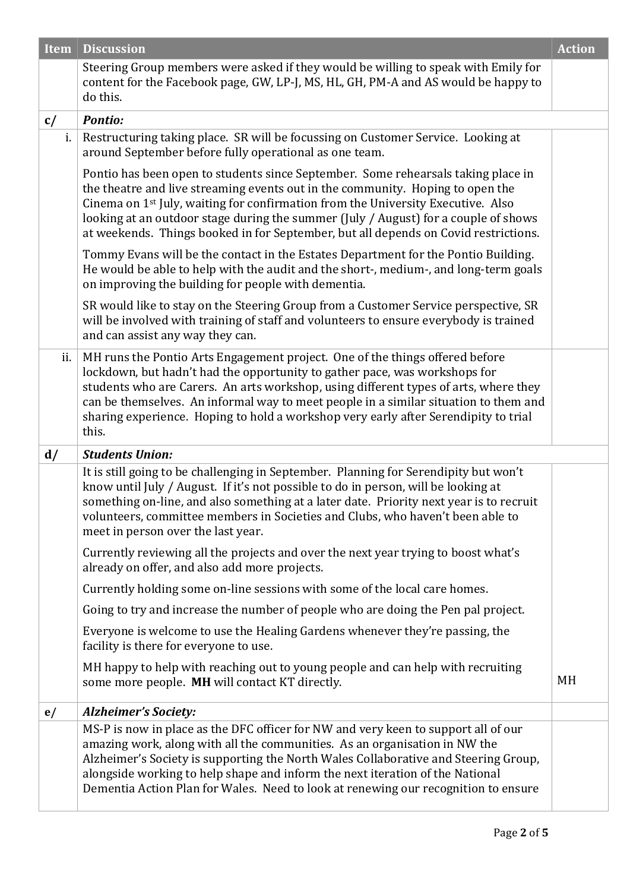| Item | Discussion | Action |
|---|---|---|
| | Steering Group members were asked if they would be willing to speak with Emily for content for the Facebook page, GW, LP-J, MS, HL, GH, PM-A and AS would be happy to do this. | |
| c/ | ***Pontio:*** | |
| i. | Restructuring taking place. SR will be focussing on Customer Service. Looking at around September before fully operational as one team.<br><br>Pontio has been open to students since September. Some rehearsals taking place in the theatre and live streaming events out in the community. Hoping to open the Cinema on 1st July, waiting for confirmation from the University Executive. Also looking at an outdoor stage during the summer (July / August) for a couple of shows at weekends. Things booked in for September, but all depends on Covid restrictions.<br><br>Tommy Evans will be the contact in the Estates Department for the Pontio Building. He would be able to help with the audit and the short-, medium-, and long-term goals on improving the building for people with dementia.<br><br>SR would like to stay on the Steering Group from a Customer Service perspective, SR will be involved with training of staff and volunteers to ensure everybody is trained and can assist any way they can. | |
| ii. | MH runs the Pontio Arts Engagement project. One of the things offered before lockdown, but hadn't had the opportunity to gather pace, was workshops for students who are Carers. An arts workshop, using different types of arts, where they can be themselves. An informal way to meet people in a similar situation to them and sharing experience. Hoping to hold a workshop very early after Serendipity to trial this. | |
| d/ | ***Students Union:*** | |
| | It is still going to be challenging in September. Planning for Serendipity but won't know until July / August. If it's not possible to do in person, will be looking at something on-line, and also something at a later date. Priority next year is to recruit volunteers, committee members in Societies and Clubs, who haven't been able to meet in person over the last year.<br><br>Currently reviewing all the projects and over the next year trying to boost what's already on offer, and also add more projects.<br><br>Currently holding some on-line sessions with some of the local care homes.<br><br>Going to try and increase the number of people who are doing the Pen pal project.<br><br>Everyone is welcome to use the Healing Gardens whenever they're passing, the facility is there for everyone to use.<br><br>MH happy to help with reaching out to young people and can help with recruiting some more people. **MH** will contact KT directly. | MH |
| e/ | ***Alzheimer's Society:*** | |
| | MS-P is now in place as the DFC officer for NW and very keen to support all of our amazing work, along with all the communities. As an organisation in NW the Alzheimer's Society is supporting the North Wales Collaborative and Steering Group, alongside working to help shape and inform the next iteration of the National Dementia Action Plan for Wales. Need to look at renewing our recognition to ensure | |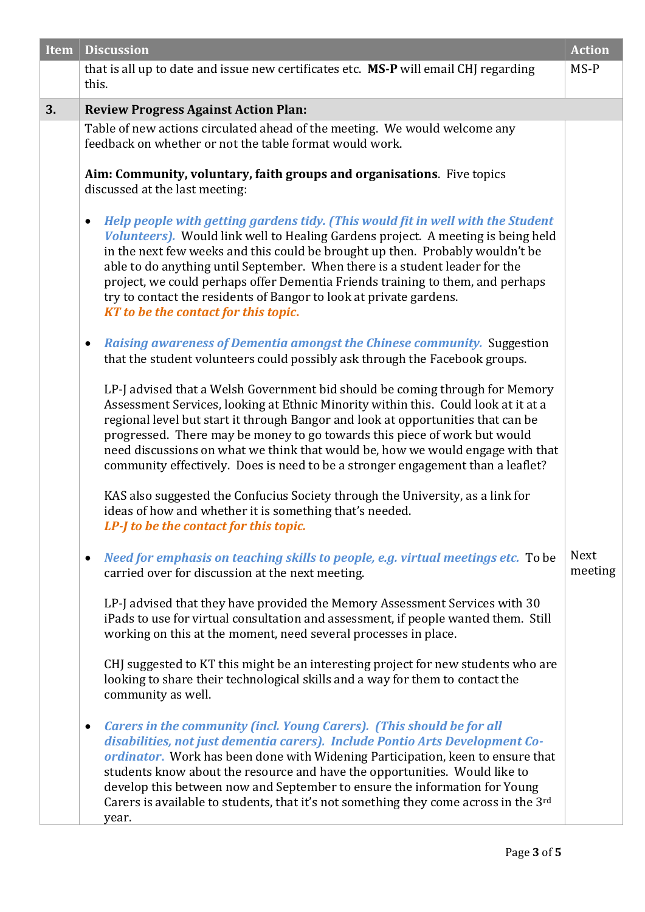| Item | Discussion | Action |
|---|---|---|
| | that is all up to date and issue new certificates etc. **MS-P** will email CHJ regarding this. | MS-P |
| **3.** | **Review Progress Against Action Plan:** | |
| | Table of new actions circulated ahead of the meeting. We would welcome any feedback on whether or not the table format would work.<br><br>**Aim: Community, voluntary, faith groups and organisations**. Five topics discussed at the last meeting:<br><br>• ***Help people with getting gardens tidy. (This would fit in well with the Student Volunteers).*** Would link well to Healing Gardens project. A meeting is being held in the next few weeks and this could be brought up then. Probably wouldn't be able to do anything until September. When there is a student leader for the project, we could perhaps offer Dementia Friends training to them, and perhaps try to contact the residents of Bangor to look at private gardens. ***KT to be the contact for this topic.***<br><br>• ***Raising awareness of Dementia amongst the Chinese community.*** Suggestion that the student volunteers could possibly ask through the Facebook groups.<br><br>LP-J advised that a Welsh Government bid should be coming through for Memory Assessment Services, looking at Ethnic Minority within this. Could look at it at a regional level but start it through Bangor and look at opportunities that can be progressed. There may be money to go towards this piece of work but would need discussions on what we think that would be, how we would engage with that community effectively. Does is need to be a stronger engagement than a leaflet?<br><br>KAS also suggested the Confucius Society through the University, as a link for ideas of how and whether it is something that's needed. ***LP-J to be the contact for this topic.***<br><br>• ***Need for emphasis on teaching skills to people, e.g. virtual meetings etc.*** To be carried over for discussion at the next meeting.<br><br>LP-J advised that they have provided the Memory Assessment Services with 30 iPads to use for virtual consultation and assessment, if people wanted them. Still working on this at the moment, need several processes in place.<br><br>CHJ suggested to KT this might be an interesting project for new students who are looking to share their technological skills and a way for them to contact the community as well.<br><br>• ***Carers in the community (incl. Young Carers). (This should be for all disabilities, not just dementia carers). Include Pontio Arts Development Co-ordinator.*** Work has been done with Widening Participation, keen to ensure that students know about the resource and have the opportunities. Would like to develop this between now and September to ensure the information for Young Carers is available to students, that it's not something they come across in the 3rd year. | Next meeting |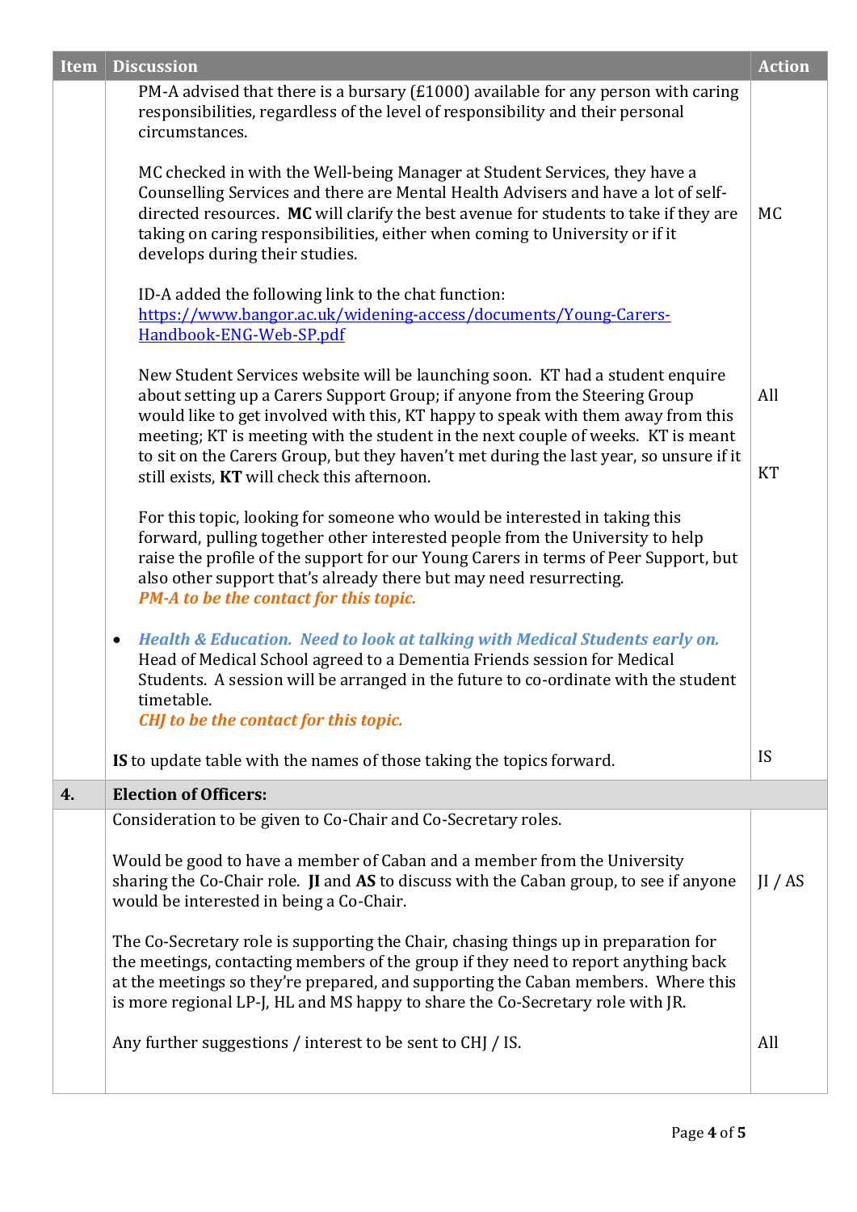| Item | Discussion | Action |
|---|---|---|
| | PM-A advised that there is a bursary (£1000) available for any person with caring responsibilities, regardless of the level of responsibility and their personal circumstances. | |
| | MC checked in with the Well-being Manager at Student Services, they have a Counselling Services and there are Mental Health Advisers and have a lot of self-directed resources. **MC** will clarify the best avenue for students to take if they are taking on caring responsibilities, either when coming to University or if it develops during their studies. | MC |
| | ID-A added the following link to the chat function: [https://www.bangor.ac.uk/widening-access/documents/Young-Carers-Handbook-ENG-Web-SP.pdf](https://www.bangor.ac.uk/widening-access/documents/Young-Carers-Handbook-ENG-Web-SP.pdf) | |
| | New Student Services website will be launching soon. KT had a student enquire about setting up a Carers Support Group; if anyone from the Steering Group would like to get involved with this, KT happy to speak with them away from this meeting; KT is meeting with the student in the next couple of weeks. KT is meant to sit on the Carers Group, but they haven't met during the last year, so unsure if it still exists, **KT** will check this afternoon. | All<br><br>KT |
| | For this topic, looking for someone who would be interested in taking this forward, pulling together other interested people from the University to help raise the profile of the support for our Young Carers in terms of Peer Support, but also other support that's already there but may need resurrecting.<br>***PM-A to be the contact for this topic.*** | |
| | • ***Health & Education. Need to look at talking with Medical Students early on.*** Head of Medical School agreed to a Dementia Friends session for Medical Students. A session will be arranged in the future to co-ordinate with the student timetable.<br>***CHJ to be the contact for this topic.*** | |
| | **IS** to update table with the names of those taking the topics forward. | IS |
| **4.** | **Election of Officers:** | |
| | Consideration to be given to Co-Chair and Co-Secretary roles. | |
| | Would be good to have a member of Caban and a member from the University sharing the Co-Chair role. **JI** and **AS** to discuss with the Caban group, to see if anyone would be interested in being a Co-Chair. | JI / AS |
| | The Co-Secretary role is supporting the Chair, chasing things up in preparation for the meetings, contacting members of the group if they need to report anything back at the meetings so they're prepared, and supporting the Caban members. Where this is more regional LP-J, HL and MS happy to share the Co-Secretary role with JR. | |
| | Any further suggestions / interest to be sent to CHJ / IS. | All |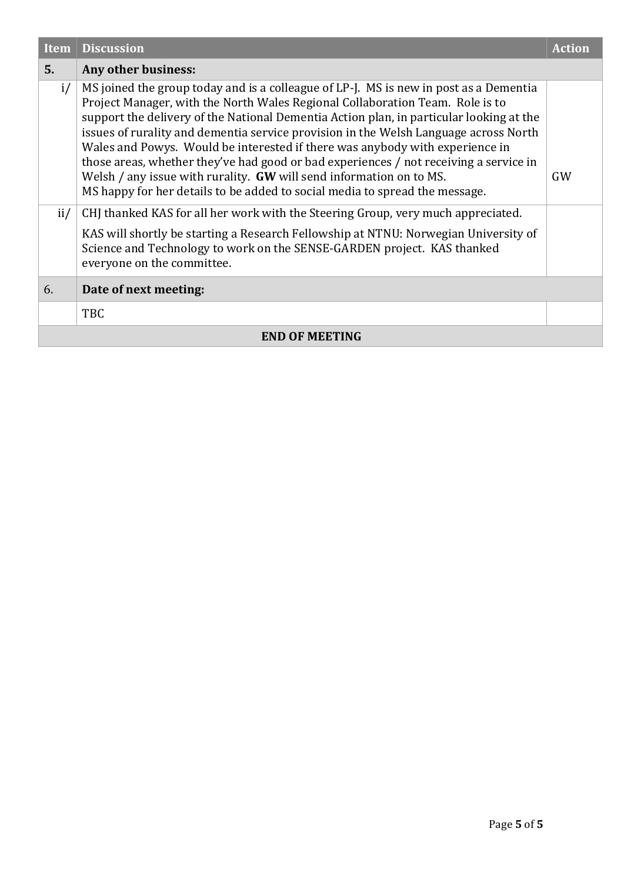| Item | Discussion | Action |
|---|---|---|
| **5.** | **Any other business:** | |
| i/ | MS joined the group today and is a colleague of LP-J. MS is new in post as a Dementia Project Manager, with the North Wales Regional Collaboration Team. Role is to support the delivery of the National Dementia Action plan, in particular looking at the issues of rurality and dementia service provision in the Welsh Language across North Wales and Powys. Would be interested if there was anybody with experience in those areas, whether they've had good or bad experiences / not receiving a service in Welsh / any issue with rurality. **GW** will send information on to MS. MS happy for her details to be added to social media to spread the message. | GW |
| ii/ | CHJ thanked KAS for all her work with the Steering Group, very much appreciated. KAS will shortly be starting a Research Fellowship at NTNU: Norwegian University of Science and Technology to work on the SENSE-GARDEN project. KAS thanked everyone on the committee. | |
| 6. | **Date of next meeting:** | |
| | TBC | |
| | **END OF MEETING** | |